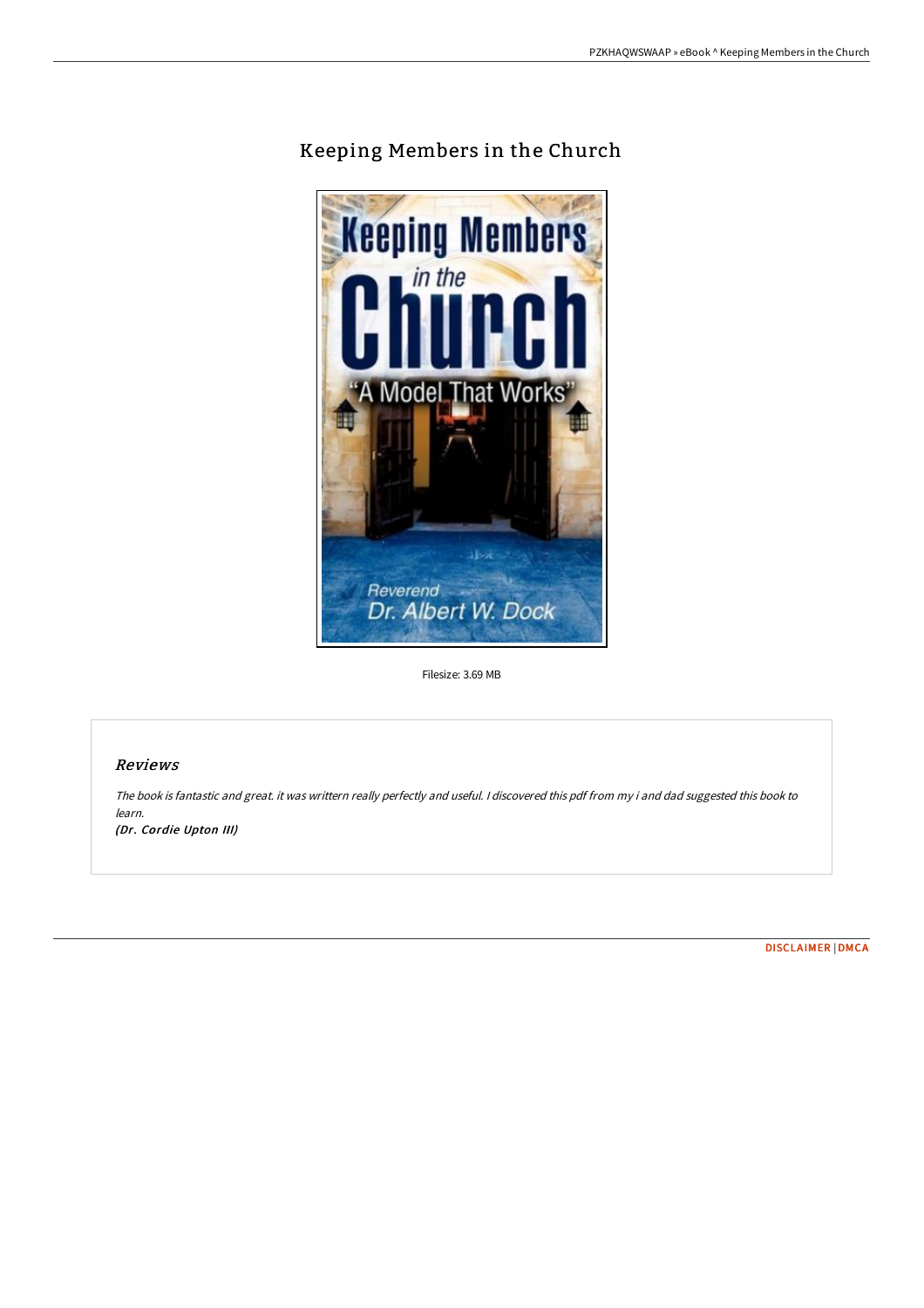# Keeping Members in the Church

Filesize: 3.69 MB

## *Reviews*

*The book is fantastic and great. it was writtern really perfectly and useful. I discovered this pdf from my i and dad suggested this book to learn.*

***(Dr. Cordie Upton III)***

DISCLAIMER | DMCA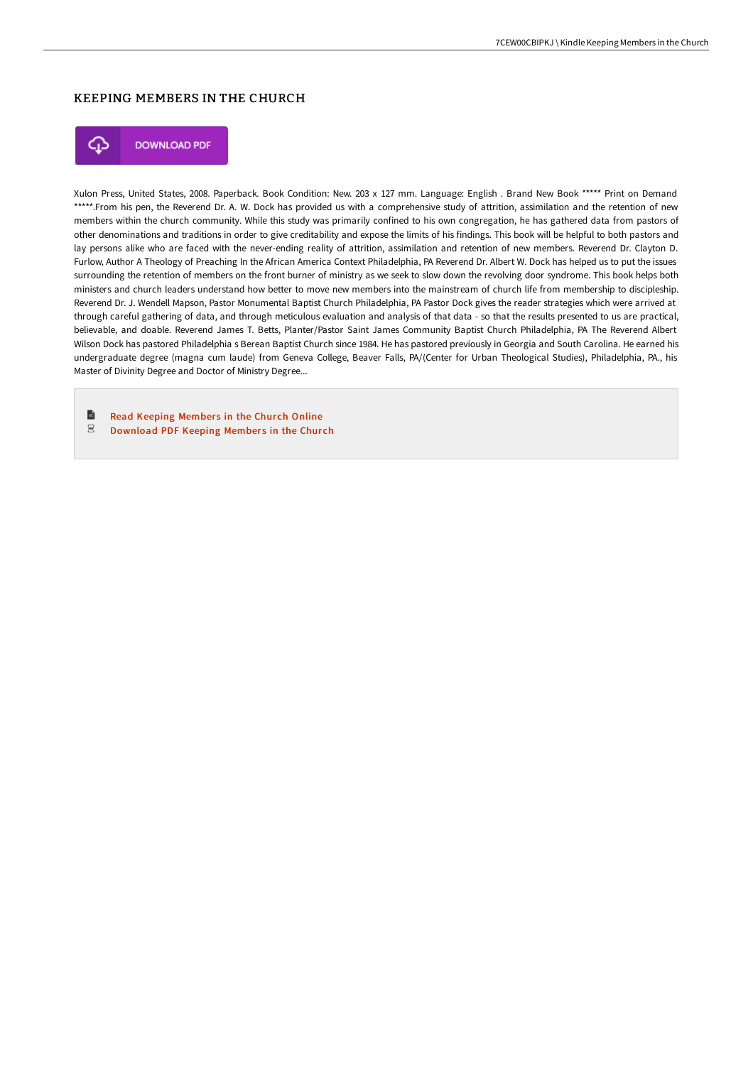## KEEPING MEMBERS IN THE CHURCH

DOWNLOAD PDF

Xulon Press, United States, 2008. Paperback. Book Condition: New. 203 x 127 mm. Language: English . Brand New Book ***** Print on Demand *****.From his pen, the Reverend Dr. A. W. Dock has provided us with a comprehensive study of attrition, assimilation and the retention of new members within the church community. While this study was primarily confined to his own congregation, he has gathered data from pastors of other denominations and traditions in order to give creditability and expose the limits of his findings. This book will be helpful to both pastors and lay persons alike who are faced with the never-ending reality of attrition, assimilation and retention of new members. Reverend Dr. Clayton D. Furlow, Author A Theology of Preaching In the African America Context Philadelphia, PA Reverend Dr. Albert W. Dock has helped us to put the issues surrounding the retention of members on the front burner of ministry as we seek to slow down the revolving door syndrome. This book helps both ministers and church leaders understand how better to move new members into the mainstream of church life from membership to discipleship. Reverend Dr. J. Wendell Mapson, Pastor Monumental Baptist Church Philadelphia, PA Pastor Dock gives the reader strategies which were arrived at through careful gathering of data, and through meticulous evaluation and analysis of that data - so that the results presented to us are practical, believable, and doable. Reverend James T. Betts, Planter/Pastor Saint James Community Baptist Church Philadelphia, PA The Reverend Albert Wilson Dock has pastored Philadelphia s Berean Baptist Church since 1984. He has pastored previously in Georgia and South Carolina. He earned his undergraduate degree (magna cum laude) from Geneva College, Beaver Falls, PA/(Center for Urban Theological Studies), Philadelphia, PA., his Master of Divinity Degree and Doctor of Ministry Degree...

- Read Keeping Members in the Church Online
- Download PDF Keeping Members in the Church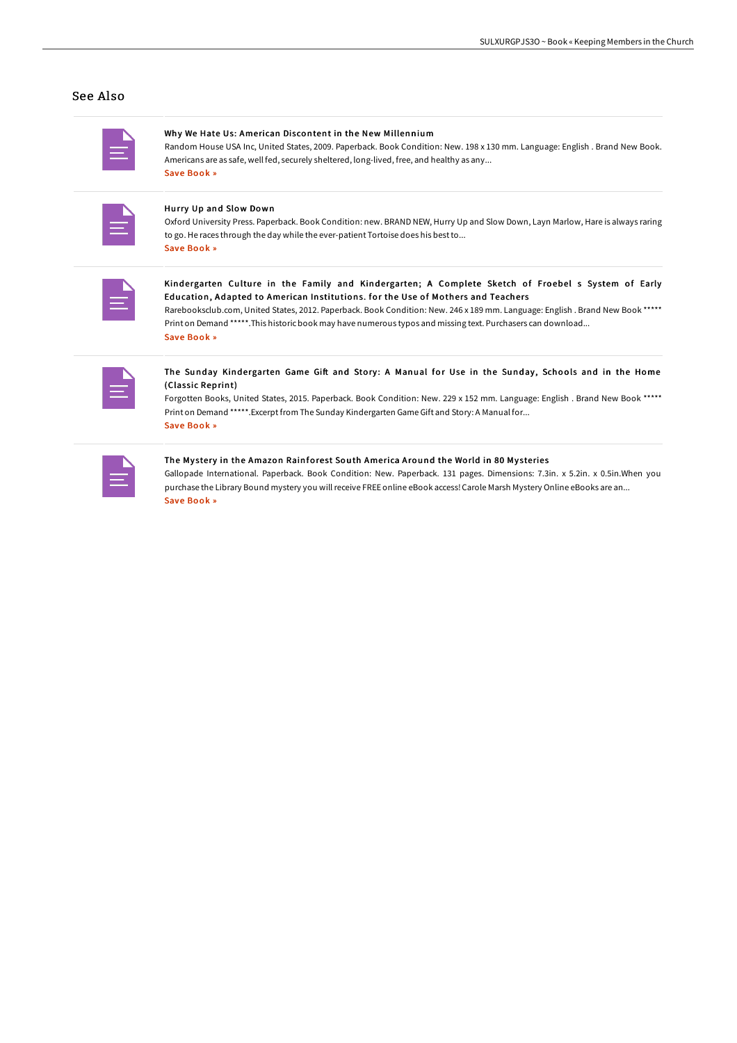## See Also

### Why We Hate Us: American Discontent in the New Millennium

Random House USA Inc, United States, 2009. Paperback. Book Condition: New. 198 x 130 mm. Language: English . Brand New Book. Americans are as safe, well fed, securely sheltered, long-lived, free, and healthy as any...

Save Book »

### Hurry Up and Slow Down

Oxford University Press. Paperback. Book Condition: new. BRAND NEW, Hurry Up and Slow Down, Layn Marlow, Hare is always raring to go. He races through the day while the ever-patient Tortoise does his best to...

Save Book »

### Kindergarten Culture in the Family and Kindergarten; A Complete Sketch of Froebel s System of Early Education, Adapted to American Institutions. for the Use of Mothers and Teachers

Rarebooksclub.com, United States, 2012. Paperback. Book Condition: New. 246 x 189 mm. Language: English . Brand New Book ***** Print on Demand *****.This historic book may have numerous typos and missing text. Purchasers can download...

Save Book »

### The Sunday Kindergarten Game Gift and Story: A Manual for Use in the Sunday, Schools and in the Home (Classic Reprint)

Forgotten Books, United States, 2015. Paperback. Book Condition: New. 229 x 152 mm. Language: English . Brand New Book ***** Print on Demand *****.Excerpt from The Sunday Kindergarten Game Gift and Story: A Manual for...

Save Book »

### The Mystery in the Amazon Rainforest South America Around the World in 80 Mysteries

Gallopade International. Paperback. Book Condition: New. Paperback. 131 pages. Dimensions: 7.3in. x 5.2in. x 0.5in.When you purchase the Library Bound mystery you will receive FREE online eBook access! Carole Marsh Mystery Online eBooks are an...

Save Book »